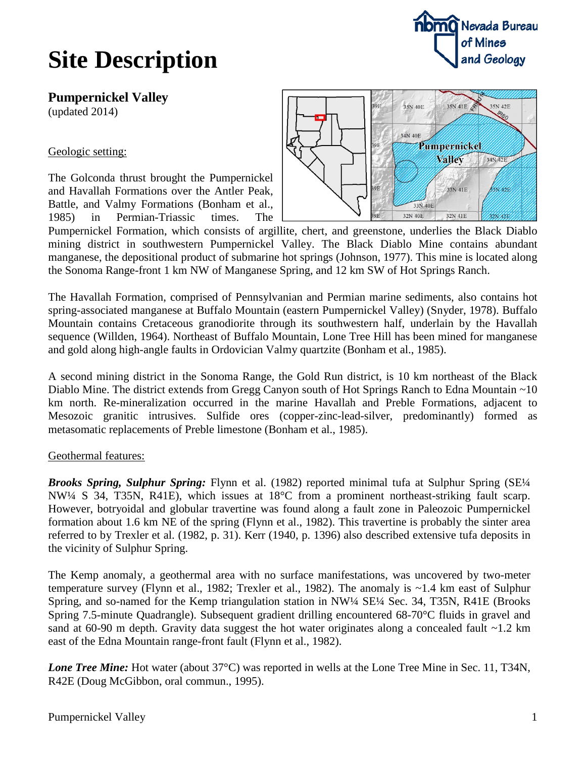# Site Description

## Pumpernickel Valley

(updated 2014)

### Geologic setting:

The Golconda thrust brought the Pumpernickel and Havallah Formations over the Antler Peak, Battle, and Valmy Formations (Bonham et al., 1985) in Permian-Triassic times. The Pumpernickel Formation, which consists of argillite, chert, and greenstone, underlies the Black Diablo mining district in southwestern Pumpernickel Valley. The Black Diablo Mine contains abundant manganese, the depositional product of submarine hot springs (Johnson, 1977). This mine is located along the Sonoma Range-front 1 km NW of Manganese Spring, and 12 km SW of Hot Springs Ranch.

The Havallah Formation, comprised of Pennsylvanian and Permian marine sediments, also contains hot spring-associated manganese at Buffalo Mountain (eastern Pumpernickel Valley) (Snyder, 1978). Buffalo Mountain contains Cretaceous granodiorite through its southwestern half, underlain by the Havallah sequence (Willden, 1964). Northeast of Buffalo Mountain, Lone Tree Hill has been mined for manganese and gold along high-angle faults in Ordovician Valmy quartzite (Bonham et al., 1985).

A second mining district in the Sonoma Range, the Gold Run district, is 10 km northeast of the Black Diablo Mine. The district extends from Gregg Canyon south of Hot Springs Ranch to Edna Mountain ~10 km north. Re-mineralization occurred in the marine Havallah and Preble Formations, adjacent to Mesozoic granitic intrusives. Sulfide ores (copper-zinc-lead-silver, predominantly) formed as metasomatic replacements of Preble limestone (Bonham et al., 1985).

### Geothermal features:

***Brooks Spring, Sulphur Spring:*** Flynn et al. (1982) reported minimal tufa at Sulphur Spring (SE¼ NW¼ S 34, T35N, R41E), which issues at 18°C from a prominent northeast-striking fault scarp. However, botryoidal and globular travertine was found along a fault zone in Paleozoic Pumpernickel formation about 1.6 km NE of the spring (Flynn et al., 1982). This travertine is probably the sinter area referred to by Trexler et al. (1982, p. 31). Kerr (1940, p. 1396) also described extensive tufa deposits in the vicinity of Sulphur Spring.

The Kemp anomaly, a geothermal area with no surface manifestations, was uncovered by two-meter temperature survey (Flynn et al., 1982; Trexler et al., 1982). The anomaly is ~1.4 km east of Sulphur Spring, and so-named for the Kemp triangulation station in NW¼ SE¼ Sec. 34, T35N, R41E (Brooks Spring 7.5-minute Quadrangle). Subsequent gradient drilling encountered 68-70°C fluids in gravel and sand at 60-90 m depth. Gravity data suggest the hot water originates along a concealed fault ~1.2 km east of the Edna Mountain range-front fault (Flynn et al., 1982).

***Lone Tree Mine:*** Hot water (about 37°C) was reported in wells at the Lone Tree Mine in Sec. 11, T34N, R42E (Doug McGibbon, oral commun., 1995).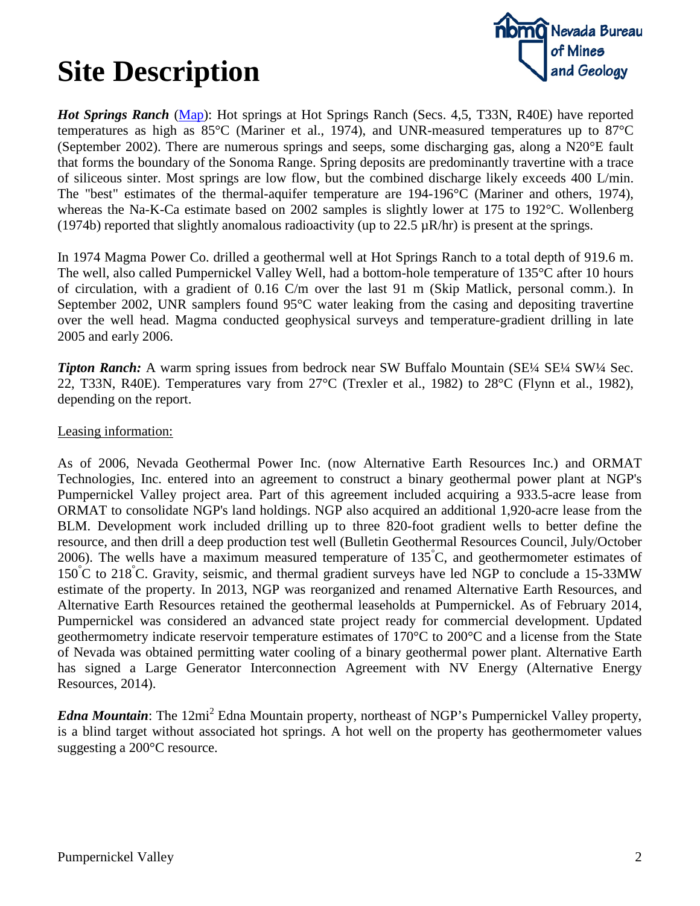# Site Description

***Hot Springs Ranch*** (Map): Hot springs at Hot Springs Ranch (Secs. 4,5, T33N, R40E) have reported temperatures as high as 85°C (Mariner et al., 1974), and UNR-measured temperatures up to 87°C (September 2002). There are numerous springs and seeps, some discharging gas, along a N20°E fault that forms the boundary of the Sonoma Range. Spring deposits are predominantly travertine with a trace of siliceous sinter. Most springs are low flow, but the combined discharge likely exceeds 400 L/min. The "best" estimates of the thermal-aquifer temperature are 194-196°C (Mariner and others, 1974), whereas the Na-K-Ca estimate based on 2002 samples is slightly lower at 175 to 192°C. Wollenberg (1974b) reported that slightly anomalous radioactivity (up to 22.5 µR/hr) is present at the springs.

In 1974 Magma Power Co. drilled a geothermal well at Hot Springs Ranch to a total depth of 919.6 m. The well, also called Pumpernickel Valley Well, had a bottom-hole temperature of 135°C after 10 hours of circulation, with a gradient of 0.16 C/m over the last 91 m (Skip Matlick, personal comm.). In September 2002, UNR samplers found 95°C water leaking from the casing and depositing travertine over the well head. Magma conducted geophysical surveys and temperature-gradient drilling in late 2005 and early 2006.

***Tipton Ranch:*** A warm spring issues from bedrock near SW Buffalo Mountain (SE¼ SE¼ SW¼ Sec. 22, T33N, R40E). Temperatures vary from 27°C (Trexler et al., 1982) to 28°C (Flynn et al., 1982), depending on the report.

Leasing information:

As of 2006, Nevada Geothermal Power Inc. (now Alternative Earth Resources Inc.) and ORMAT Technologies, Inc. entered into an agreement to construct a binary geothermal power plant at NGP's Pumpernickel Valley project area. Part of this agreement included acquiring a 933.5-acre lease from ORMAT to consolidate NGP's land holdings. NGP also acquired an additional 1,920-acre lease from the BLM. Development work included drilling up to three 820-foot gradient wells to better define the resource, and then drill a deep production test well (Bulletin Geothermal Resources Council, July/October 2006). The wells have a maximum measured temperature of 135°C, and geothermometer estimates of 150°C to 218°C. Gravity, seismic, and thermal gradient surveys have led NGP to conclude a 15-33MW estimate of the property. In 2013, NGP was reorganized and renamed Alternative Earth Resources, and Alternative Earth Resources retained the geothermal leaseholds at Pumpernickel. As of February 2014, Pumpernickel was considered an advanced state project ready for commercial development. Updated geothermometry indicate reservoir temperature estimates of 170°C to 200°C and a license from the State of Nevada was obtained permitting water cooling of a binary geothermal power plant. Alternative Earth has signed a Large Generator Interconnection Agreement with NV Energy (Alternative Energy Resources, 2014).

***Edna Mountain***: The 12mi$^2$ Edna Mountain property, northeast of NGP's Pumpernickel Valley property, is a blind target without associated hot springs. A hot well on the property has geothermometer values suggesting a 200°C resource.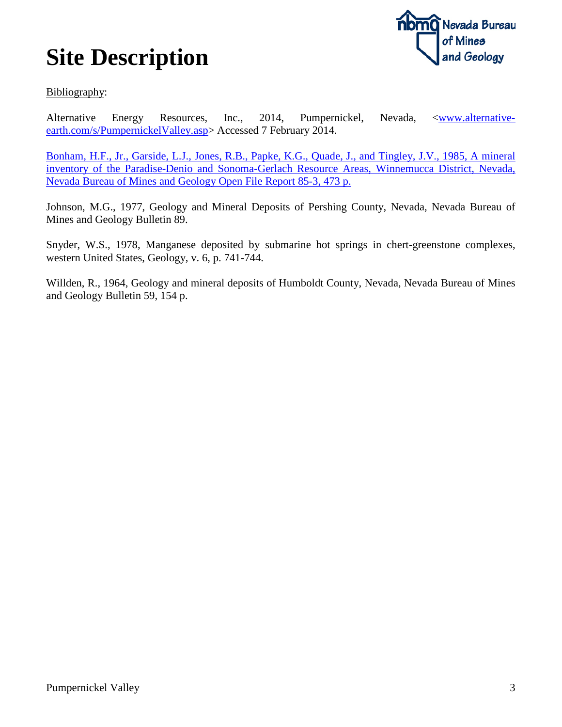# Site Description

Bibliography:

Alternative Energy Resources, Inc., 2014, Pumpernickel, Nevada, <www.alternative-earth.com/s/PumpernickelValley.asp> Accessed 7 February 2014.

Bonham, H.F., Jr., Garside, L.J., Jones, R.B., Papke, K.G., Quade, J., and Tingley, J.V., 1985, A mineral inventory of the Paradise-Denio and Sonoma-Gerlach Resource Areas, Winnemucca District, Nevada, Nevada Bureau of Mines and Geology Open File Report 85-3, 473 p.

Johnson, M.G., 1977, Geology and Mineral Deposits of Pershing County, Nevada, Nevada Bureau of Mines and Geology Bulletin 89.

Snyder, W.S., 1978, Manganese deposited by submarine hot springs in chert-greenstone complexes, western United States, Geology, v. 6, p. 741-744.

Willden, R., 1964, Geology and mineral deposits of Humboldt County, Nevada, Nevada Bureau of Mines and Geology Bulletin 59, 154 p.